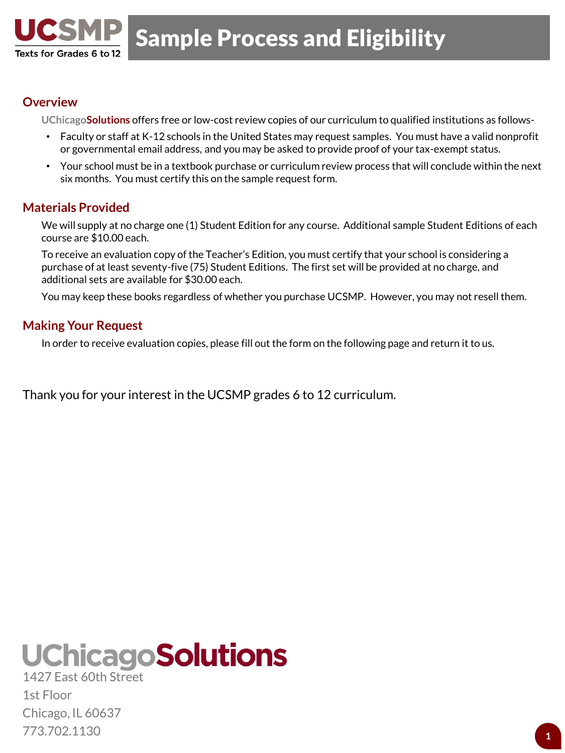# UCSMP Texts for Grades 6 to 12 — Sample Process and Eligibility

## Overview

UChicagoSolutions offers free or low-cost review copies of our curriculum to qualified institutions as follows-

- Faculty or staff at K-12 schools in the United States may request samples. You must have a valid nonprofit or governmental email address, and you may be asked to provide proof of your tax-exempt status.
- Your school must be in a textbook purchase or curriculum review process that will conclude within the next six months. You must certify this on the sample request form.

## Materials Provided

We will supply at no charge one (1) Student Edition for any course. Additional sample Student Editions of each course are $10.00 each.

To receive an evaluation copy of the Teacher's Edition, you must certify that your school is considering a purchase of at least seventy-five (75) Student Editions. The first set will be provided at no charge, and additional sets are available for $30.00 each.

You may keep these books regardless of whether you purchase UCSMP. However, you may not resell them.

## Making Your Request

In order to receive evaluation copies, please fill out the form on the following page and return it to us.

Thank you for your interest in the UCSMP grades 6 to 12 curriculum.

**UChicagoSolutions**
1427 East 60th Street
1st Floor
Chicago, IL 60637
773.702.1130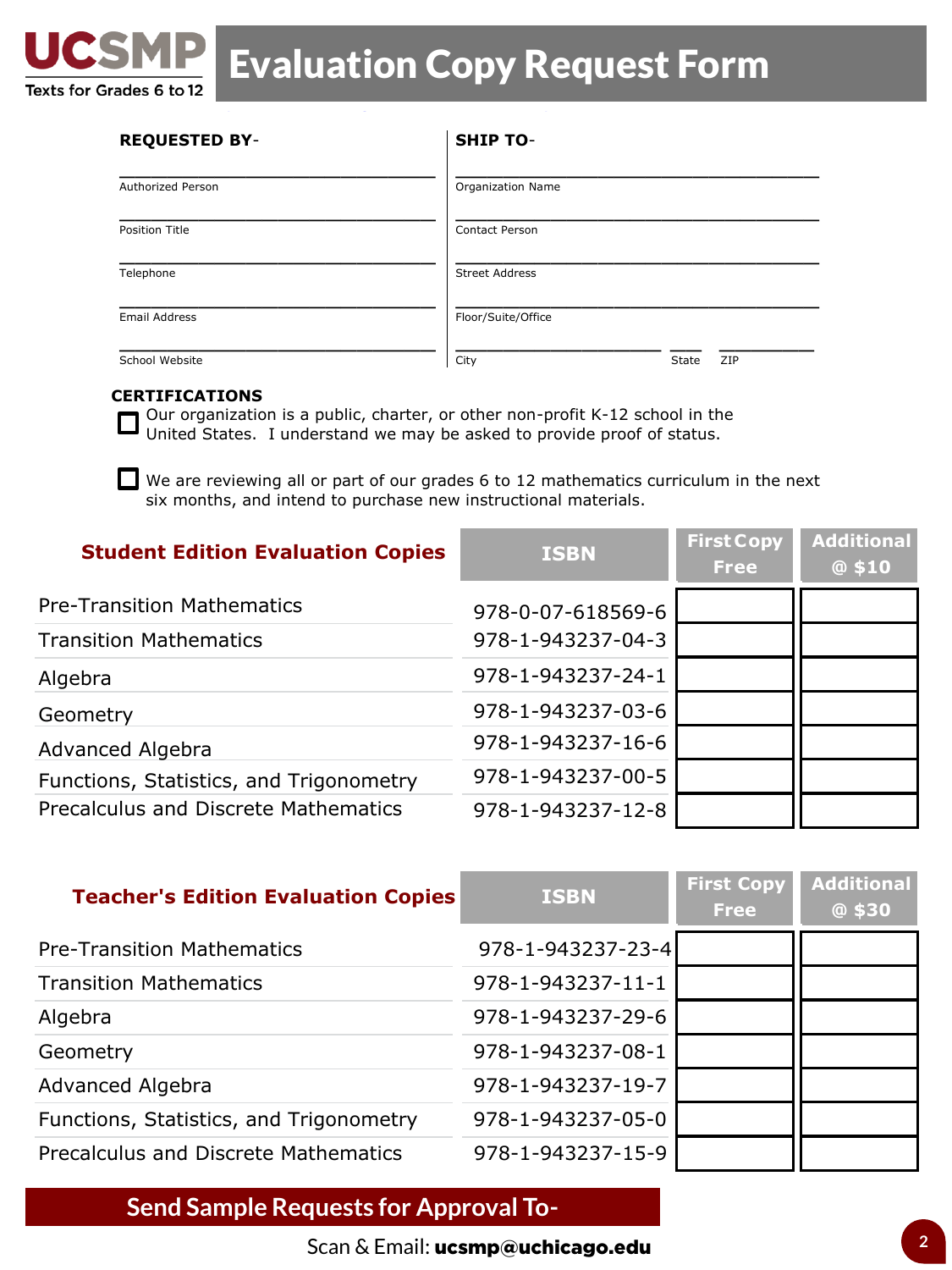# UCSMP

Texts for Grades 6 to 12

# Evaluation Copy Request Form

**REQUESTED BY-**

Authorized Person

Position Title

Telephone

Email Address

School Website

**SHIP TO-**

Organization Name

Contact Person

Street Address

Floor/Suite/Office

City | State | ZIP

**CERTIFICATIONS**

☐ Our organization is a public, charter, or other non-profit K-12 school in the United States. I understand we may be asked to provide proof of status.

☐ We are reviewing all or part of our grades 6 to 12 mathematics curriculum in the next six months, and intend to purchase new instructional materials.

| Student Edition Evaluation Copies | ISBN | First Copy Free | Additional @ $10 |
|---|---|---|---|
| Pre-Transition Mathematics | 978-0-07-618569-6 | | |
| Transition Mathematics | 978-1-943237-04-3 | | |
| Algebra | 978-1-943237-24-1 | | |
| Geometry | 978-1-943237-03-6 | | |
| Advanced Algebra | 978-1-943237-16-6 | | |
| Functions, Statistics, and Trigonometry | 978-1-943237-00-5 | | |
| Precalculus and Discrete Mathematics | 978-1-943237-12-8 | | |

| Teacher's Edition Evaluation Copies | ISBN | First Copy Free | Additional @ $30 |
|---|---|---|---|
| Pre-Transition Mathematics | 978-1-943237-23-4 | | |
| Transition Mathematics | 978-1-943237-11-1 | | |
| Algebra | 978-1-943237-29-6 | | |
| Geometry | 978-1-943237-08-1 | | |
| Advanced Algebra | 978-1-943237-19-7 | | |
| Functions, Statistics, and Trigonometry | 978-1-943237-05-0 | | |
| Precalculus and Discrete Mathematics | 978-1-943237-15-9 | | |

## Send Sample Requests for Approval To-

Scan & Email: **ucsmp@uchicago.edu**